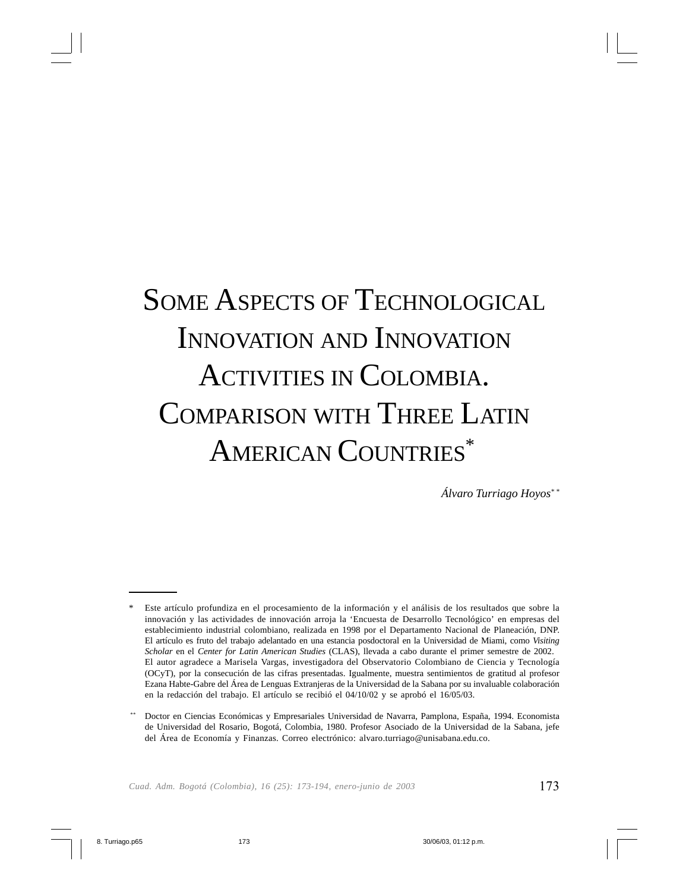# Some Aspects of Technological Innovation and Innovation Activities in Colombia. Comparison with Three Latin American Countries*

*Álvaro Turriago Hoyos***

---

\* Este artículo profundiza en el procesamiento de la información y el análisis de los resultados que sobre la innovación y las actividades de innovación arroja la 'Encuesta de Desarrollo Tecnológico' en empresas del establecimiento industrial colombiano, realizada en 1998 por el Departamento Nacional de Planeación, DNP. El artículo es fruto del trabajo adelantado en una estancia posdoctoral en la Universidad de Miami, como *Visiting Scholar* en el *Center for Latin American Studies* (CLAS), llevada a cabo durante el primer semestre de 2002. El autor agradece a Marisela Vargas, investigadora del Observatorio Colombiano de Ciencia y Tecnología (OCyT), por la consecución de las cifras presentadas. Igualmente, muestra sentimientos de gratitud al profesor Ezana Habte-Gabre del Área de Lenguas Extranjeras de la Universidad de la Sabana por su invaluable colaboración en la redacción del trabajo. El artículo se recibió el 04/10/02 y se aprobó el 16/05/03.

\** Doctor en Ciencias Económicas y Empresariales Universidad de Navarra, Pamplona, España, 1994. Economista de Universidad del Rosario, Bogotá, Colombia, 1980. Profesor Asociado de la Universidad de la Sabana, jefe del Área de Economía y Finanzas. Correo electrónico: alvaro.turriago@unisabana.edu.co.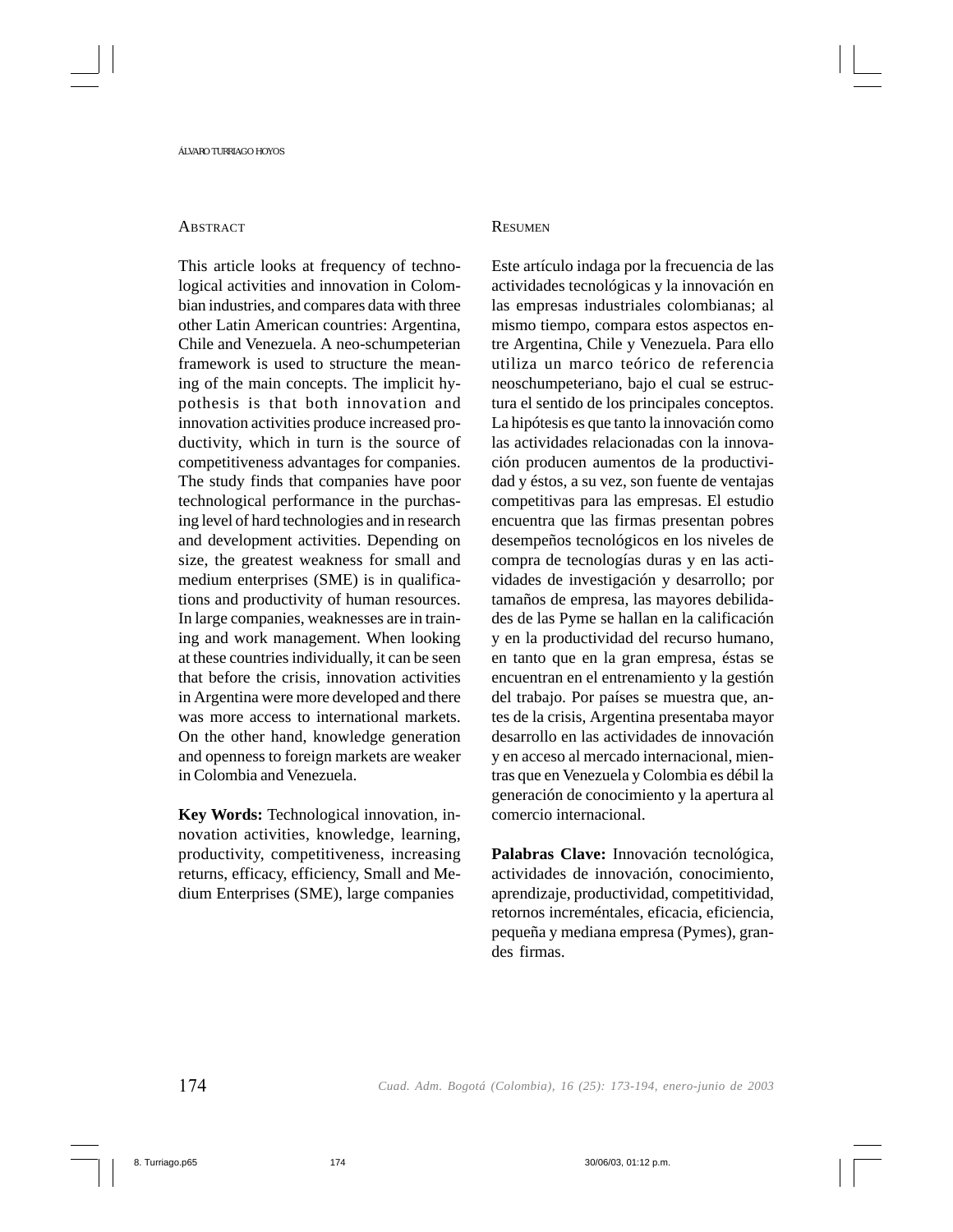## Abstract

This article looks at frequency of technological activities and innovation in Colombian industries, and compares data with three other Latin American countries: Argentina, Chile and Venezuela. A neo-schumpeterian framework is used to structure the meaning of the main concepts. The implicit hypothesis is that both innovation and innovation activities produce increased productivity, which in turn is the source of competitiveness advantages for companies. The study finds that companies have poor technological performance in the purchasing level of hard technologies and in research and development activities. Depending on size, the greatest weakness for small and medium enterprises (SME) is in qualifications and productivity of human resources. In large companies, weaknesses are in training and work management. When looking at these countries individually, it can be seen that before the crisis, innovation activities in Argentina were more developed and there was more access to international markets. On the other hand, knowledge generation and openness to foreign markets are weaker in Colombia and Venezuela.

**Key Words:** Technological innovation, innovation activities, knowledge, learning, productivity, competitiveness, increasing returns, efficacy, efficiency, Small and Medium Enterprises (SME), large companies

## Resumen

Este artículo indaga por la frecuencia de las actividades tecnológicas y la innovación en las empresas industriales colombianas; al mismo tiempo, compara estos aspectos entre Argentina, Chile y Venezuela. Para ello utiliza un marco teórico de referencia neoschumpeteriano, bajo el cual se estructura el sentido de los principales conceptos. La hipótesis es que tanto la innovación como las actividades relacionadas con la innovación producen aumentos de la productividad y éstos, a su vez, son fuente de ventajas competitivas para las empresas. El estudio encuentra que las firmas presentan pobres desempeños tecnológicos en los niveles de compra de tecnologías duras y en las actividades de investigación y desarrollo; por tamaños de empresa, las mayores debilidades de las Pyme se hallan en la calificación y en la productividad del recurso humano, en tanto que en la gran empresa, éstas se encuentran en el entrenamiento y la gestión del trabajo. Por países se muestra que, antes de la crisis, Argentina presentaba mayor desarrollo en las actividades de innovación y en acceso al mercado internacional, mientras que en Venezuela y Colombia es débil la generación de conocimiento y la apertura al comercio internacional.

**Palabras Clave:** Innovación tecnológica, actividades de innovación, conocimiento, aprendizaje, productividad, competitividad, retornos increméntales, eficacia, eficiencia, pequeña y mediana empresa (Pymes), grandes firmas.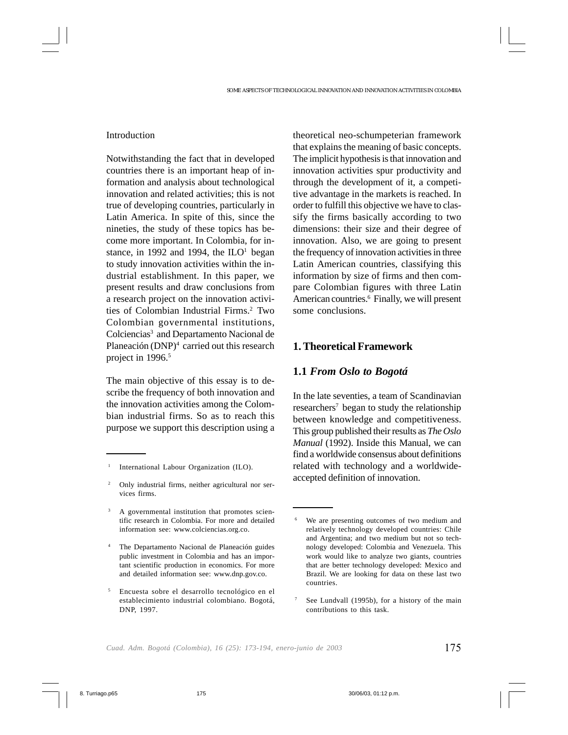## Introduction

Notwithstanding the fact that in developed countries there is an important heap of information and analysis about technological innovation and related activities; this is not true of developing countries, particularly in Latin America. In spite of this, since the nineties, the study of these topics has become more important. In Colombia, for instance, in 1992 and 1994, the ILO[1] began to study innovation activities within the industrial establishment. In this paper, we present results and draw conclusions from a research project on the innovation activities of Colombian Industrial Firms.[2] Two Colombian governmental institutions, Colciencias[3] and Departamento Nacional de Planeación (DNP)[4] carried out this research project in 1996.[5]

The main objective of this essay is to describe the frequency of both innovation and the innovation activities among the Colombian industrial firms. So as to reach this purpose we support this description using a theoretical neo-schumpeterian framework that explains the meaning of basic concepts. The implicit hypothesis is that innovation and innovation activities spur productivity and through the development of it, a competitive advantage in the markets is reached. In order to fulfill this objective we have to classify the firms basically according to two dimensions: their size and their degree of innovation. Also, we are going to present the frequency of innovation activities in three Latin American countries, classifying this information by size of firms and then compare Colombian figures with three Latin American countries.[6] Finally, we will present some conclusions.

## 1. Theoretical Framework

### 1.1 *From Oslo to Bogotá*

In the late seventies, a team of Scandinavian researchers[7] began to study the relationship between knowledge and competitiveness. This group published their results as *The Oslo Manual* (1992). Inside this Manual, we can find a worldwide consensus about definitions related with technology and a worldwide-accepted definition of innovation.

---

[1] International Labour Organization (ILO).

[2] Only industrial firms, neither agricultural nor services firms.

[3] A governmental institution that promotes scientific research in Colombia. For more and detailed information see: www.colciencias.org.co.

[4] The Departamento Nacional de Planeación guides public investment in Colombia and has an important scientific production in economics. For more and detailed information see: www.dnp.gov.co.

[5] Encuesta sobre el desarrollo tecnológico en el establecimiento industrial colombiano. Bogotá, DNP, 1997.

[6] We are presenting outcomes of two medium and relatively technology developed countries: Chile and Argentina; and two medium but not so technology developed: Colombia and Venezuela. This work would like to analyze two giants, countries that are better technology developed: Mexico and Brazil. We are looking for data on these last two countries.

[7] See Lundvall (1995b), for a history of the main contributions to this task.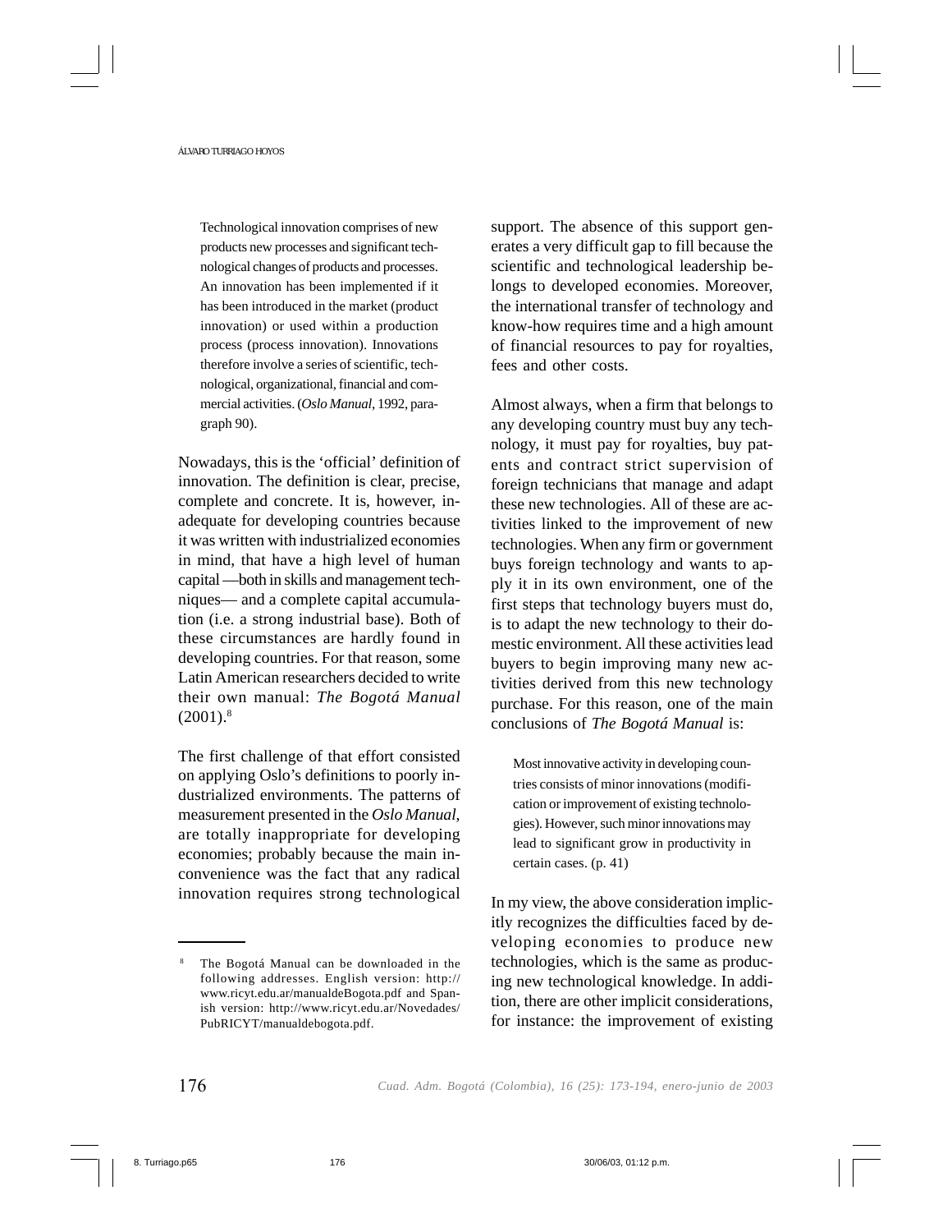> Technological innovation comprises of new products new processes and significant technological changes of products and processes. An innovation has been implemented if it has been introduced in the market (product innovation) or used within a production process (process innovation). Innovations therefore involve a series of scientific, technological, organizational, financial and commercial activities. (*Oslo Manual*, 1992, paragraph 90).

Nowadays, this is the 'official' definition of innovation. The definition is clear, precise, complete and concrete. It is, however, inadequate for developing countries because it was written with industrialized economies in mind, that have a high level of human capital —both in skills and management techniques— and a complete capital accumulation (i.e. a strong industrial base). Both of these circumstances are hardly found in developing countries. For that reason, some Latin American researchers decided to write their own manual: *The Bogotá Manual* (2001).[8]

The first challenge of that effort consisted on applying Oslo's definitions to poorly industrialized environments. The patterns of measurement presented in the *Oslo Manual*, are totally inappropriate for developing economies; probably because the main inconvenience was the fact that any radical innovation requires strong technological support. The absence of this support generates a very difficult gap to fill because the scientific and technological leadership belongs to developed economies. Moreover, the international transfer of technology and know-how requires time and a high amount of financial resources to pay for royalties, fees and other costs.

Almost always, when a firm that belongs to any developing country must buy any technology, it must pay for royalties, buy patents and contract strict supervision of foreign technicians that manage and adapt these new technologies. All of these are activities linked to the improvement of new technologies. When any firm or government buys foreign technology and wants to apply it in its own environment, one of the first steps that technology buyers must do, is to adapt the new technology to their domestic environment. All these activities lead buyers to begin improving many new activities derived from this new technology purchase. For this reason, one of the main conclusions of *The Bogotá Manual* is:

> Most innovative activity in developing countries consists of minor innovations (modification or improvement of existing technologies). However, such minor innovations may lead to significant grow in productivity in certain cases. (p. 41)

In my view, the above consideration implicitly recognizes the difficulties faced by developing economies to produce new technologies, which is the same as producing new technological knowledge. In addition, there are other implicit considerations, for instance: the improvement of existing

[8] The Bogotá Manual can be downloaded in the following addresses. English version: http://www.ricyt.edu.ar/manualdeBogota.pdf and Spanish version: http://www.ricyt.edu.ar/Novedades/PubRICYT/manualdebogota.pdf.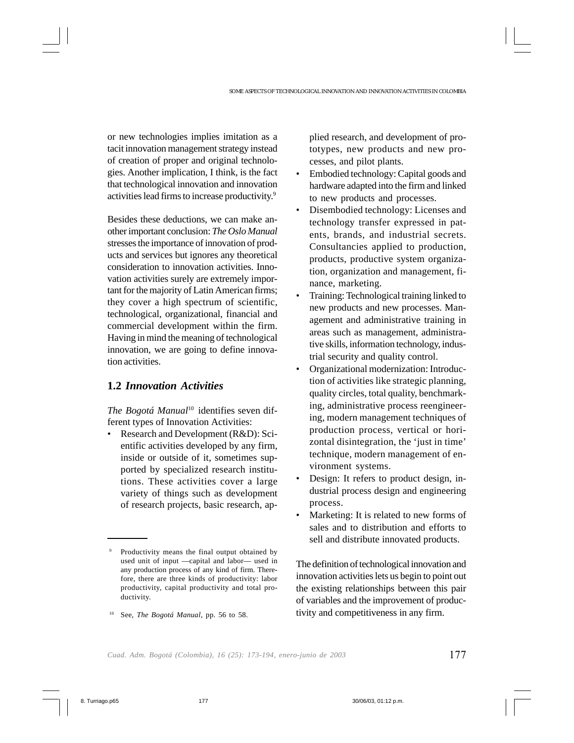or new technologies implies imitation as a tacit innovation management strategy instead of creation of proper and original technologies. Another implication, I think, is the fact that technological innovation and innovation activities lead firms to increase productivity.[9]

Besides these deductions, we can make another important conclusion: *The Oslo Manual* stresses the importance of innovation of products and services but ignores any theoretical consideration to innovation activities. Innovation activities surely are extremely important for the majority of Latin American firms; they cover a high spectrum of scientific, technological, organizational, financial and commercial development within the firm. Having in mind the meaning of technological innovation, we are going to define innovation activities.

## 1.2 *Innovation Activities*

*The Bogotá Manual*[10] identifies seven different types of Innovation Activities:

- Research and Development (R&D): Scientific activities developed by any firm, inside or outside of it, sometimes supported by specialized research institutions. These activities cover a large variety of things such as development of research projects, basic research, applied research, and development of prototypes, new products and new processes, and pilot plants.
- Embodied technology: Capital goods and hardware adapted into the firm and linked to new products and processes.
- Disembodied technology: Licenses and technology transfer expressed in patents, brands, and industrial secrets. Consultancies applied to production, products, productive system organization, organization and management, finance, marketing.
- Training: Technological training linked to new products and new processes. Management and administrative training in areas such as management, administrative skills, information technology, industrial security and quality control.
- Organizational modernization: Introduction of activities like strategic planning, quality circles, total quality, benchmarking, administrative process reengineering, modern management techniques of production process, vertical or horizontal disintegration, the 'just in time' technique, modern management of environment systems.
- Design: It refers to product design, industrial process design and engineering process.
- Marketing: It is related to new forms of sales and to distribution and efforts to sell and distribute innovated products.

The definition of technological innovation and innovation activities lets us begin to point out the existing relationships between this pair of variables and the improvement of productivity and competitiveness in any firm.

---

[9] Productivity means the final output obtained by used unit of input —capital and labor— used in any production process of any kind of firm. Therefore, there are three kinds of productivity: labor productivity, capital productivity and total productivity.

[10] See, *The Bogotá Manual*, pp. 56 to 58.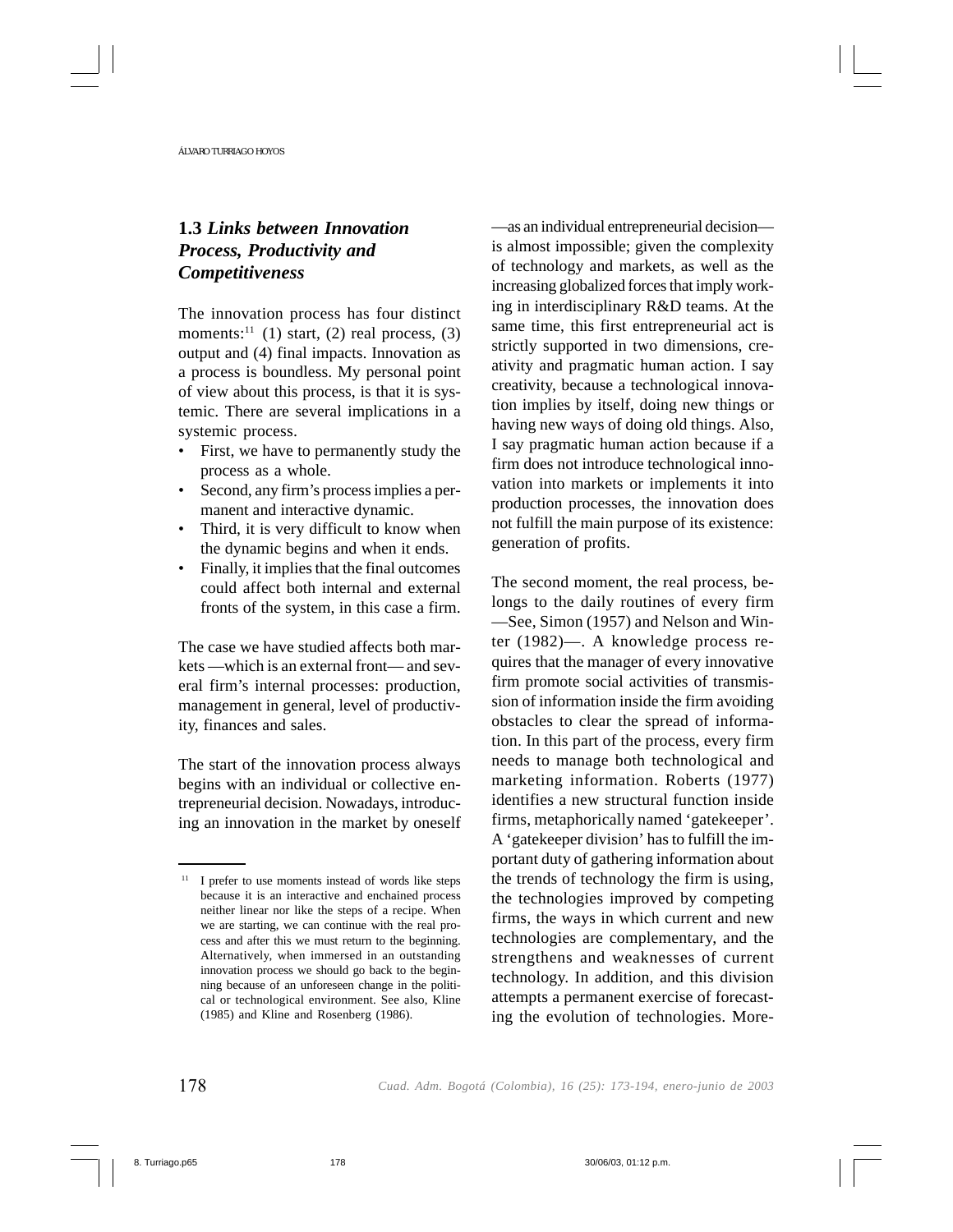### 1.3 *Links between Innovation Process, Productivity and Competitiveness*

The innovation process has four distinct moments:[11] (1) start, (2) real process, (3) output and (4) final impacts. Innovation as a process is boundless. My personal point of view about this process, is that it is systemic. There are several implications in a systemic process.

- First, we have to permanently study the process as a whole.
- Second, any firm's process implies a permanent and interactive dynamic.
- Third, it is very difficult to know when the dynamic begins and when it ends.
- Finally, it implies that the final outcomes could affect both internal and external fronts of the system, in this case a firm.

The case we have studied affects both markets —which is an external front— and several firm's internal processes: production, management in general, level of productivity, finances and sales.

The start of the innovation process always begins with an individual or collective entrepreneurial decision. Nowadays, introducing an innovation in the market by oneself —as an individual entrepreneurial decision— is almost impossible; given the complexity of technology and markets, as well as the increasing globalized forces that imply working in interdisciplinary R&D teams. At the same time, this first entrepreneurial act is strictly supported in two dimensions, creativity and pragmatic human action. I say creativity, because a technological innovation implies by itself, doing new things or having new ways of doing old things. Also, I say pragmatic human action because if a firm does not introduce technological innovation into markets or implements it into production processes, the innovation does not fulfill the main purpose of its existence: generation of profits.

The second moment, the real process, belongs to the daily routines of every firm —See, Simon (1957) and Nelson and Winter (1982)—. A knowledge process requires that the manager of every innovative firm promote social activities of transmission of information inside the firm avoiding obstacles to clear the spread of information. In this part of the process, every firm needs to manage both technological and marketing information. Roberts (1977) identifies a new structural function inside firms, metaphorically named 'gatekeeper'. A 'gatekeeper division' has to fulfill the important duty of gathering information about the trends of technology the firm is using, the technologies improved by competing firms, the ways in which current and new technologies are complementary, and the strengthens and weaknesses of current technology. In addition, and this division attempts a permanent exercise of forecasting the evolution of technologies. More-

[11] I prefer to use moments instead of words like steps because it is an interactive and enchained process neither linear nor like the steps of a recipe. When we are starting, we can continue with the real process and after this we must return to the beginning. Alternatively, when immersed in an outstanding innovation process we should go back to the beginning because of an unforeseen change in the political or technological environment. See also, Kline (1985) and Kline and Rosenberg (1986).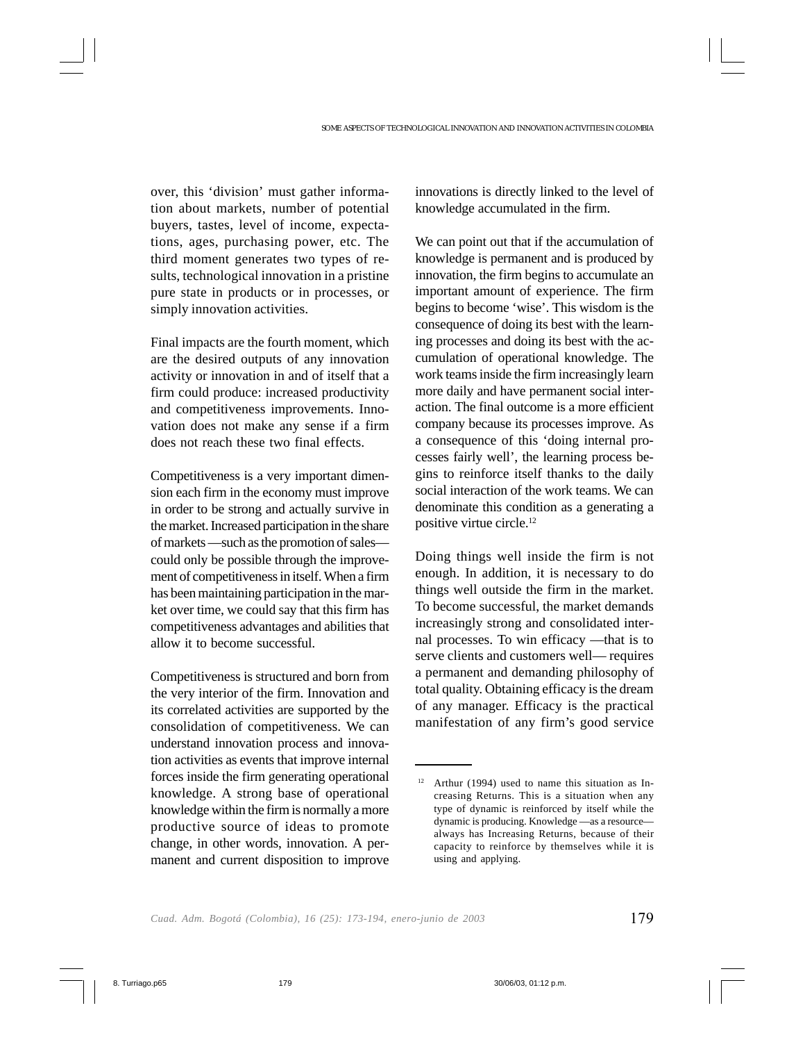over, this 'division' must gather information about markets, number of potential buyers, tastes, level of income, expectations, ages, purchasing power, etc. The third moment generates two types of results, technological innovation in a pristine pure state in products or in processes, or simply innovation activities.

Final impacts are the fourth moment, which are the desired outputs of any innovation activity or innovation in and of itself that a firm could produce: increased productivity and competitiveness improvements. Innovation does not make any sense if a firm does not reach these two final effects.

Competitiveness is a very important dimension each firm in the economy must improve in order to be strong and actually survive in the market. Increased participation in the share of markets —such as the promotion of sales— could only be possible through the improvement of competitiveness in itself. When a firm has been maintaining participation in the market over time, we could say that this firm has competitiveness advantages and abilities that allow it to become successful.

Competitiveness is structured and born from the very interior of the firm. Innovation and its correlated activities are supported by the consolidation of competitiveness. We can understand innovation process and innovation activities as events that improve internal forces inside the firm generating operational knowledge. A strong base of operational knowledge within the firm is normally a more productive source of ideas to promote change, in other words, innovation. A permanent and current disposition to improve innovations is directly linked to the level of knowledge accumulated in the firm.

We can point out that if the accumulation of knowledge is permanent and is produced by innovation, the firm begins to accumulate an important amount of experience. The firm begins to become 'wise'. This wisdom is the consequence of doing its best with the learning processes and doing its best with the accumulation of operational knowledge. The work teams inside the firm increasingly learn more daily and have permanent social interaction. The final outcome is a more efficient company because its processes improve. As a consequence of this 'doing internal processes fairly well', the learning process begins to reinforce itself thanks to the daily social interaction of the work teams. We can denominate this condition as a generating a positive virtue circle.[12]

Doing things well inside the firm is not enough. In addition, it is necessary to do things well outside the firm in the market. To become successful, the market demands increasingly strong and consolidated internal processes. To win efficacy —that is to serve clients and customers well— requires a permanent and demanding philosophy of total quality. Obtaining efficacy is the dream of any manager. Efficacy is the practical manifestation of any firm's good service

---

[12] Arthur (1994) used to name this situation as Increasing Returns. This is a situation when any type of dynamic is reinforced by itself while the dynamic is producing. Knowledge —as a resource— always has Increasing Returns, because of their capacity to reinforce by themselves while it is using and applying.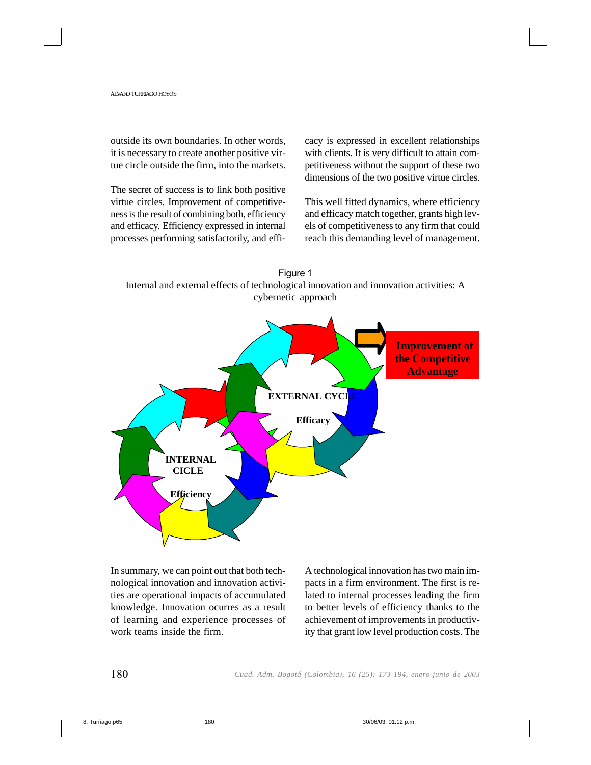outside its own boundaries. In other words, it is necessary to create another positive virtue circle outside the firm, into the markets.

The secret of success is to link both positive virtue circles. Improvement of competitiveness is the result of combining both, efficiency and efficacy. Efficiency expressed in internal processes performing satisfactorily, and efficacy is expressed in excellent relationships with clients. It is very difficult to attain competitiveness without the support of these two dimensions of the two positive virtue circles.

This well fitted dynamics, where efficiency and efficacy match together, grants high levels of competitiveness to any firm that could reach this demanding level of management.

Figure 1
Internal and external effects of technological innovation and innovation activities: A cybernetic approach

**EXTERNAL CYCLE**

**Efficacy**

**INTERNAL CICLE**

**Efficiency**

**Improvement of the Competitive Advantage**

In summary, we can point out that both technological innovation and innovation activities are operational impacts of accumulated knowledge. Innovation ocurres as a result of learning and experience processes of work teams inside the firm.

A technological innovation has two main impacts in a firm environment. The first is related to internal processes leading the firm to better levels of efficiency thanks to the achievement of improvements in productivity that grant low level production costs. The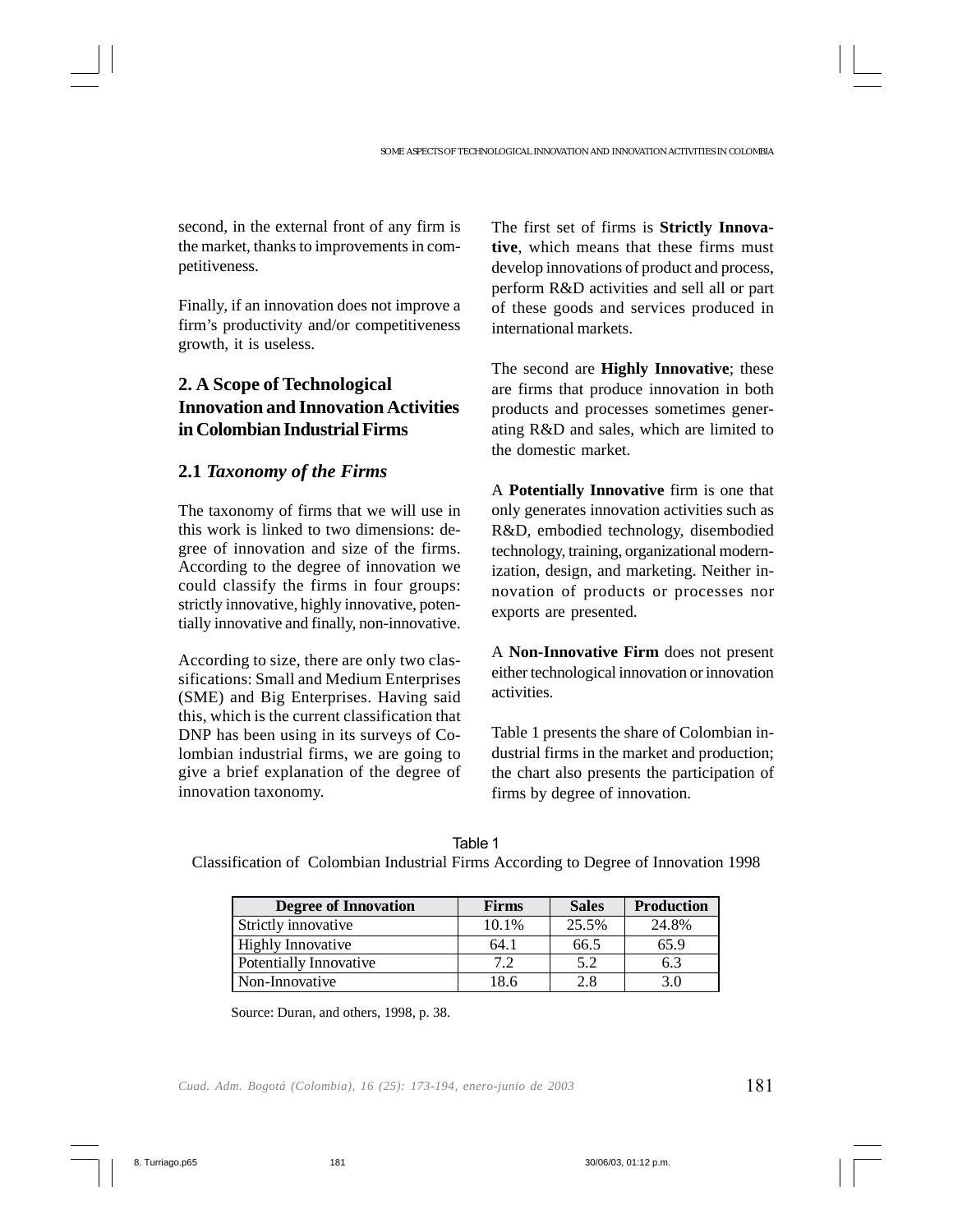second, in the external front of any firm is the market, thanks to improvements in competitiveness.

Finally, if an innovation does not improve a firm's productivity and/or competitiveness growth, it is useless.

## 2. A Scope of Technological Innovation and Innovation Activities in Colombian Industrial Firms

### 2.1 *Taxonomy of the Firms*

The taxonomy of firms that we will use in this work is linked to two dimensions: degree of innovation and size of the firms. According to the degree of innovation we could classify the firms in four groups: strictly innovative, highly innovative, potentially innovative and finally, non-innovative.

According to size, there are only two classifications: Small and Medium Enterprises (SME) and Big Enterprises. Having said this, which is the current classification that DNP has been using in its surveys of Colombian industrial firms, we are going to give a brief explanation of the degree of innovation taxonomy.

The first set of firms is **Strictly Innovative**, which means that these firms must develop innovations of product and process, perform R&D activities and sell all or part of these goods and services produced in international markets.

The second are **Highly Innovative**; these are firms that produce innovation in both products and processes sometimes generating R&D and sales, which are limited to the domestic market.

A **Potentially Innovative** firm is one that only generates innovation activities such as R&D, embodied technology, disembodied technology, training, organizational modernization, design, and marketing. Neither innovation of products or processes nor exports are presented.

A **Non-Innovative Firm** does not present either technological innovation or innovation activities.

Table 1 presents the share of Colombian industrial firms in the market and production; the chart also presents the participation of firms by degree of innovation.

Table 1
Classification of Colombian Industrial Firms According to Degree of Innovation 1998

| Degree of Innovation | Firms | Sales | Production |
|---|---|---|---|
| Strictly innovative | 10.1% | 25.5% | 24.8% |
| Highly Innovative | 64.1 | 66.5 | 65.9 |
| Potentially Innovative | 7.2 | 5.2 | 6.3 |
| Non-Innovative | 18.6 | 2.8 | 3.0 |

Source: Duran, and others, 1998, p. 38.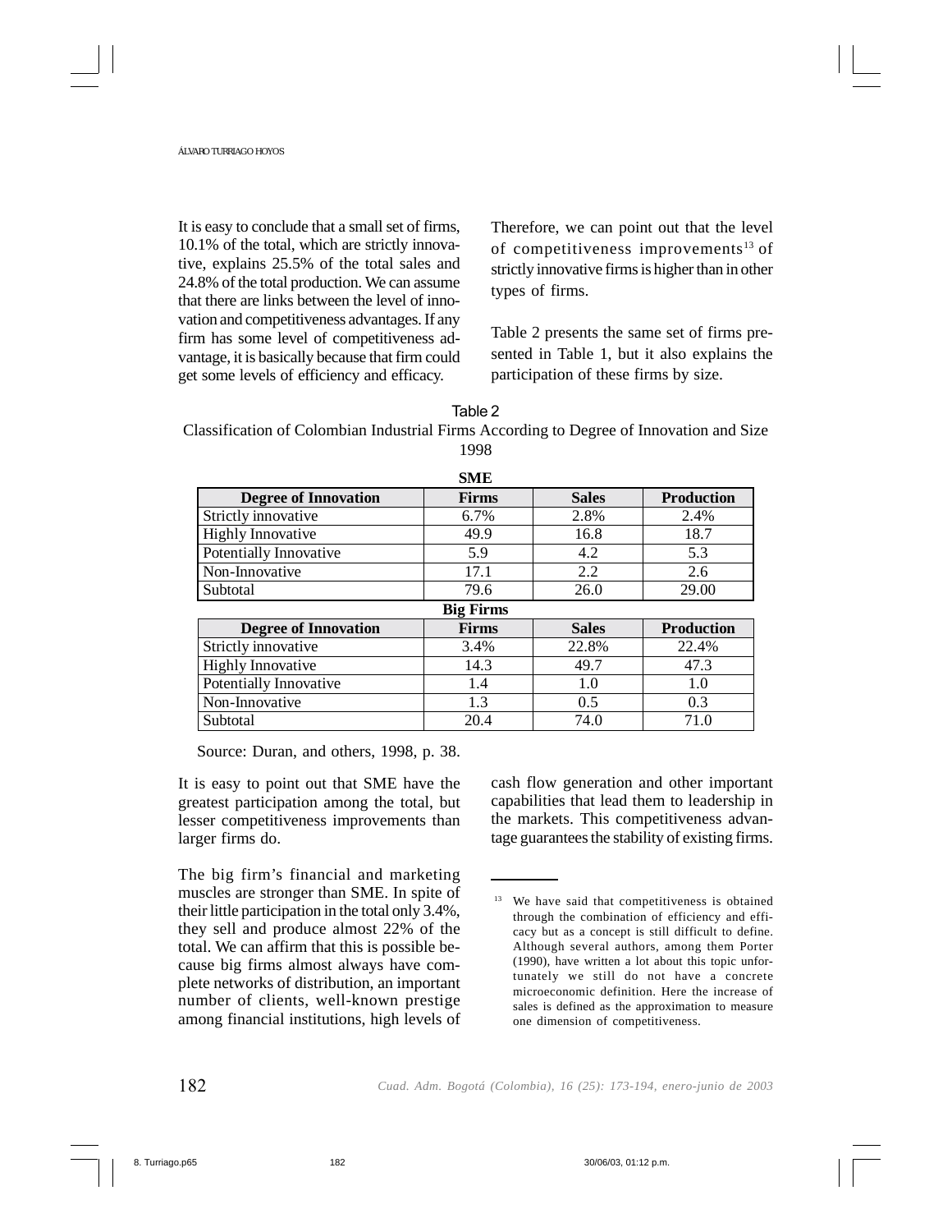It is easy to conclude that a small set of firms, 10.1% of the total, which are strictly innovative, explains 25.5% of the total sales and 24.8% of the total production. We can assume that there are links between the level of innovation and competitiveness advantages. If any firm has some level of competitiveness advantage, it is basically because that firm could get some levels of efficiency and efficacy.

Therefore, we can point out that the level of competitiveness improvements[13] of strictly innovative firms is higher than in other types of firms.

Table 2 presents the same set of firms presented in Table 1, but it also explains the participation of these firms by size.

Table 2

Classification of Colombian Industrial Firms According to Degree of Innovation and Size 1998

| **SME** | | | |
|---|---|---|---|
| **Degree of Innovation** | **Firms** | **Sales** | **Production** |
| Strictly innovative | 6.7% | 2.8% | 2.4% |
| Highly Innovative | 49.9 | 16.8 | 18.7 |
| Potentially Innovative | 5.9 | 4.2 | 5.3 |
| Non-Innovative | 17.1 | 2.2 | 2.6 |
| Subtotal | 79.6 | 26.0 | 29.00 |
| **Big Firms** | | | |
| **Degree of Innovation** | **Firms** | **Sales** | **Production** |
| Strictly innovative | 3.4% | 22.8% | 22.4% |
| Highly Innovative | 14.3 | 49.7 | 47.3 |
| Potentially Innovative | 1.4 | 1.0 | 1.0 |
| Non-Innovative | 1.3 | 0.5 | 0.3 |
| Subtotal | 20.4 | 74.0 | 71.0 |

Source: Duran, and others, 1998, p. 38.

It is easy to point out that SME have the greatest participation among the total, but lesser competitiveness improvements than larger firms do.

The big firm's financial and marketing muscles are stronger than SME. In spite of their little participation in the total only 3.4%, they sell and produce almost 22% of the total. We can affirm that this is possible because big firms almost always have complete networks of distribution, an important number of clients, well-known prestige among financial institutions, high levels of cash flow generation and other important capabilities that lead them to leadership in the markets. This competitiveness advantage guarantees the stability of existing firms.

[13] We have said that competitiveness is obtained through the combination of efficiency and efficacy but as a concept is still difficult to define. Although several authors, among them Porter (1990), have written a lot about this topic unfortunately we still do not have a concrete microeconomic definition. Here the increase of sales is defined as the approximation to measure one dimension of competitiveness.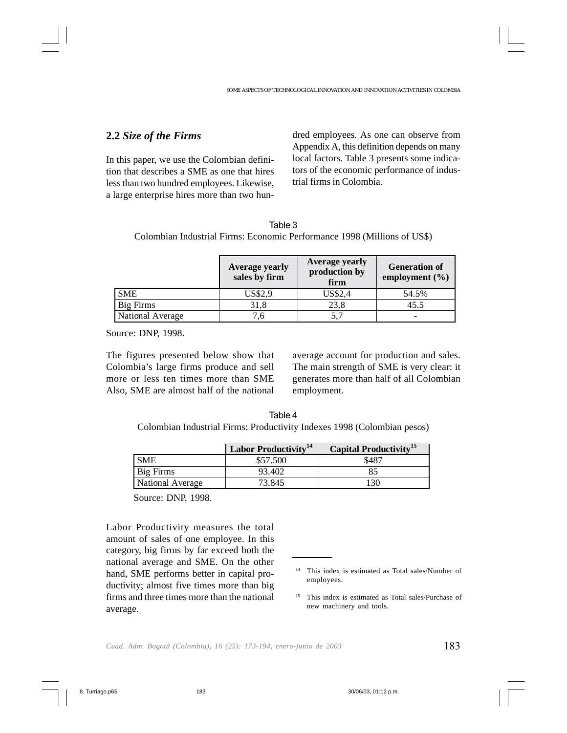## 2.2 *Size of the Firms*

In this paper, we use the Colombian definition that describes a SME as one that hires less than two hundred employees. Likewise, a large enterprise hires more than two hundred employees. As one can observe from Appendix A, this definition depends on many local factors. Table 3 presents some indicators of the economic performance of industrial firms in Colombia.

Table 3
Colombian Industrial Firms: Economic Performance 1998 (Millions of US$)

| | Average yearly sales by firm | Average yearly production by firm | Generation of employment (%) |
|---|---|---|---|
| SME | US$2,9 | US$2,4 | 54.5% |
| Big Firms | 31,8 | 23,8 | 45.5 |
| National Average | 7,6 | 5,7 | - |

Source: DNP, 1998.

The figures presented below show that Colombia's large firms produce and sell more or less ten times more than SME Also, SME are almost half of the national average account for production and sales. The main strength of SME is very clear: it generates more than half of all Colombian employment.

Table 4
Colombian Industrial Firms: Productivity Indexes 1998 (Colombian pesos)

| | Labor Productivity[14] | Capital Productivity[15] |
|---|---|---|
| SME | $57.500 | $487 |
| Big Firms | 93.402 | 85 |
| National Average | 73.845 | 130 |

Source: DNP, 1998.

Labor Productivity measures the total amount of sales of one employee. In this category, big firms by far exceed both the national average and SME. On the other hand, SME performs better in capital productivity; almost five times more than big firms and three times more than the national average.

[14] This index is estimated as Total sales/Number of employees.

[15] This index is estimated as Total sales/Purchase of new machinery and tools.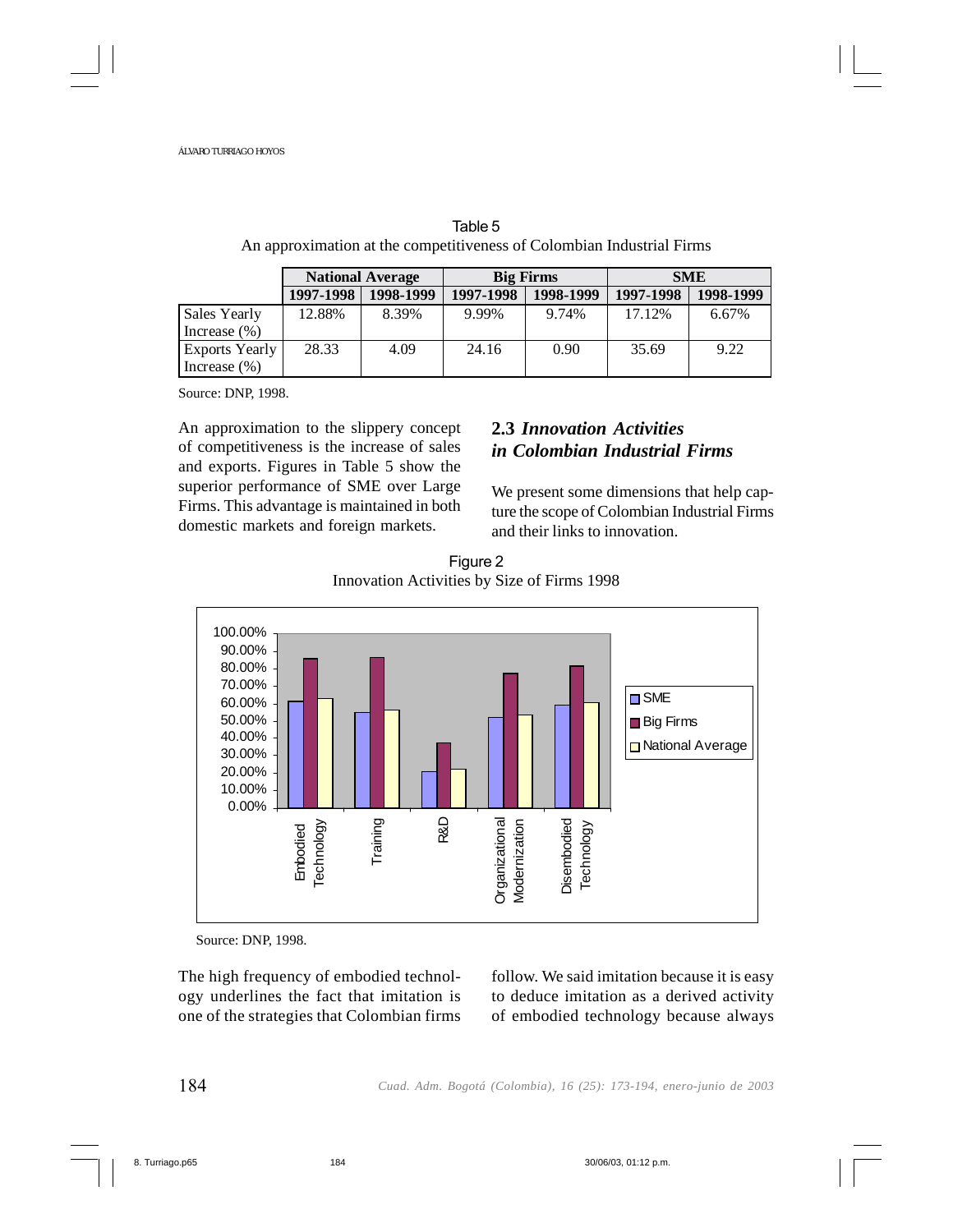Table 5
An approximation at the competitiveness of Colombian Industrial Firms

| | National Average | | Big Firms | | SME | |
|---|---|---|---|---|---|---|
| | 1997-1998 | 1998-1999 | 1997-1998 | 1998-1999 | 1997-1998 | 1998-1999 |
| Sales Yearly Increase (%) | 12.88% | 8.39% | 9.99% | 9.74% | 17.12% | 6.67% |
| Exports Yearly Increase (%) | 28.33 | 4.09 | 24.16 | 0.90 | 35.69 | 9.22 |

Source: DNP, 1998.

An approximation to the slippery concept of competitiveness is the increase of sales and exports. Figures in Table 5 show the superior performance of SME over Large Firms. This advantage is maintained in both domestic markets and foreign markets.

## 2.3 *Innovation Activities in Colombian Industrial Firms*

We present some dimensions that help capture the scope of Colombian Industrial Firms and their links to innovation.

Figure 2
Innovation Activities by Size of Firms 1998

Source: DNP, 1998.

The high frequency of embodied technology underlines the fact that imitation is one of the strategies that Colombian firms follow. We said imitation because it is easy to deduce imitation as a derived activity of embodied technology because always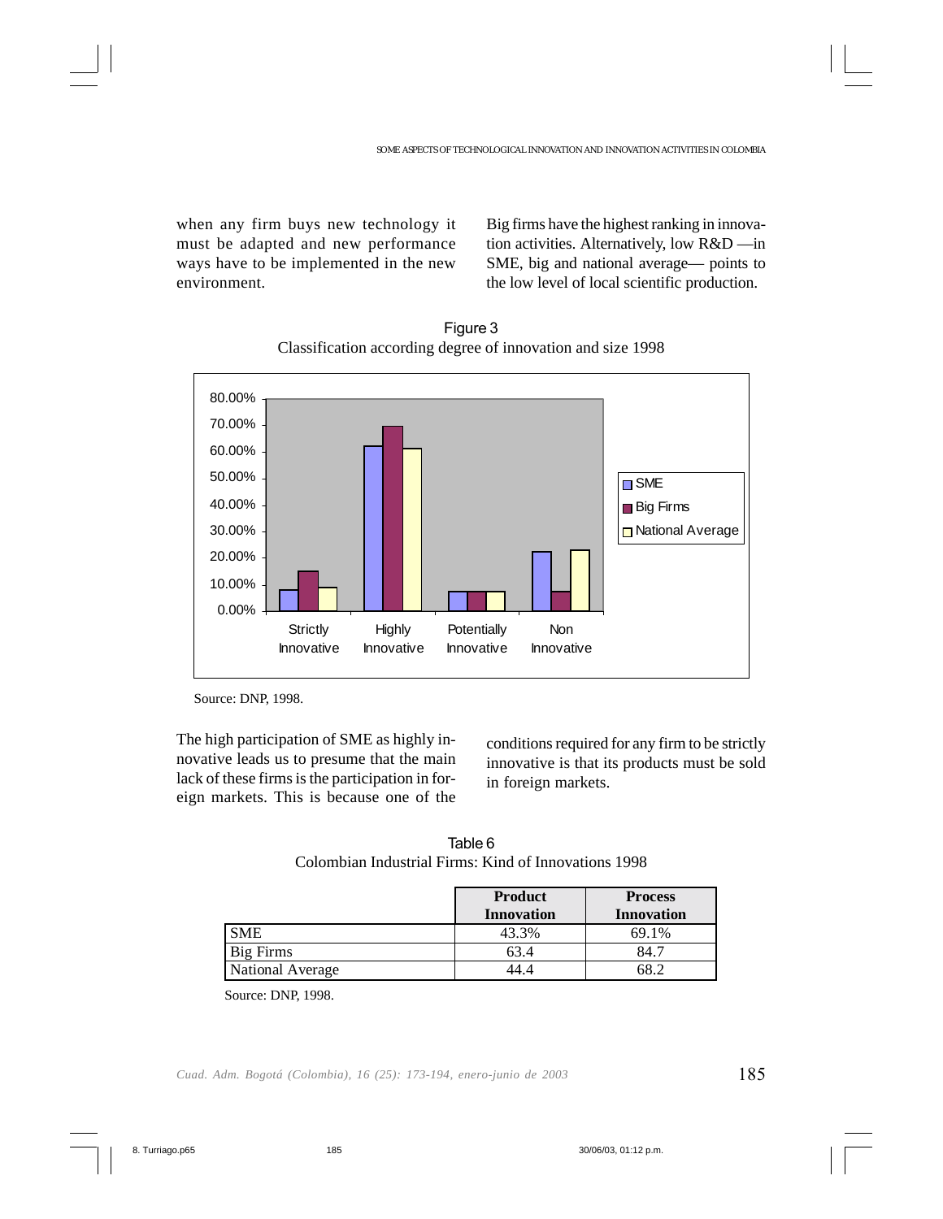when any firm buys new technology it must be adapted and new performance ways have to be implemented in the new environment.

Big firms have the highest ranking in innovation activities. Alternatively, low R&D —in SME, big and national average— points to the low level of local scientific production.

Figure 3
Classification according degree of innovation and size 1998

Source: DNP, 1998.

The high participation of SME as highly innovative leads us to presume that the main lack of these firms is the participation in foreign markets. This is because one of the conditions required for any firm to be strictly innovative is that its products must be sold in foreign markets.

Table 6
Colombian Industrial Firms: Kind of Innovations 1998

| | **Product Innovation** | **Process Innovation** |
|---|---|---|
| SME | 43.3% | 69.1% |
| Big Firms | 63.4 | 84.7 |
| National Average | 44.4 | 68.2 |

Source: DNP, 1998.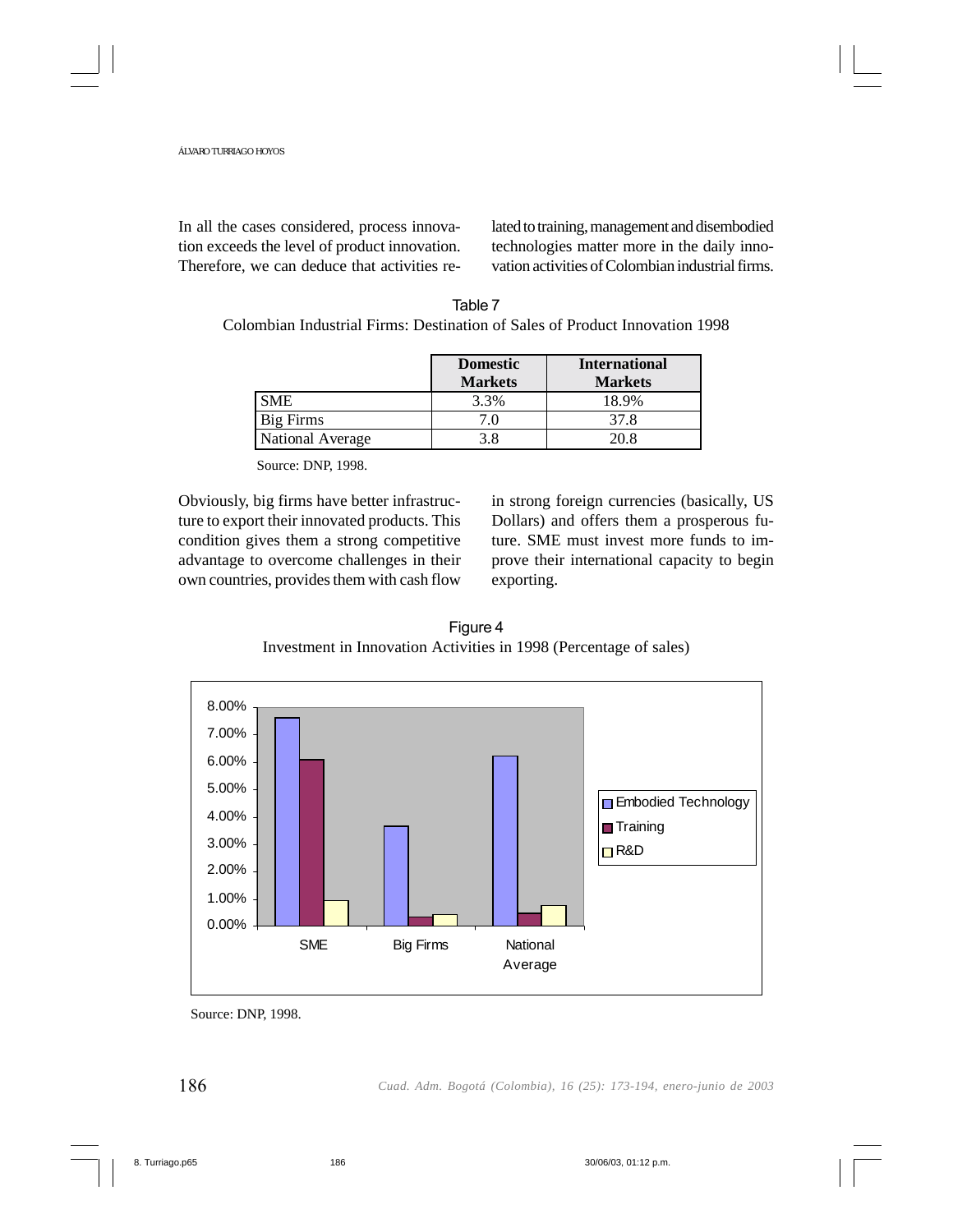In all the cases considered, process innovation exceeds the level of product innovation. Therefore, we can deduce that activities related to training, management and disembodied technologies matter more in the daily innovation activities of Colombian industrial firms.

Table 7
Colombian Industrial Firms: Destination of Sales of Product Innovation 1998

| | **Domestic Markets** | **International Markets** |
|---|---|---|
| SME | 3.3% | 18.9% |
| Big Firms | 7.0 | 37.8 |
| National Average | 3.8 | 20.8 |

Source: DNP, 1998.

Obviously, big firms have better infrastructure to export their innovated products. This condition gives them a strong competitive advantage to overcome challenges in their own countries, provides them with cash flow in strong foreign currencies (basically, US Dollars) and offers them a prosperous future. SME must invest more funds to improve their international capacity to begin exporting.

Figure 4
Investment in Innovation Activities in 1998 (Percentage of sales)

Source: DNP, 1998.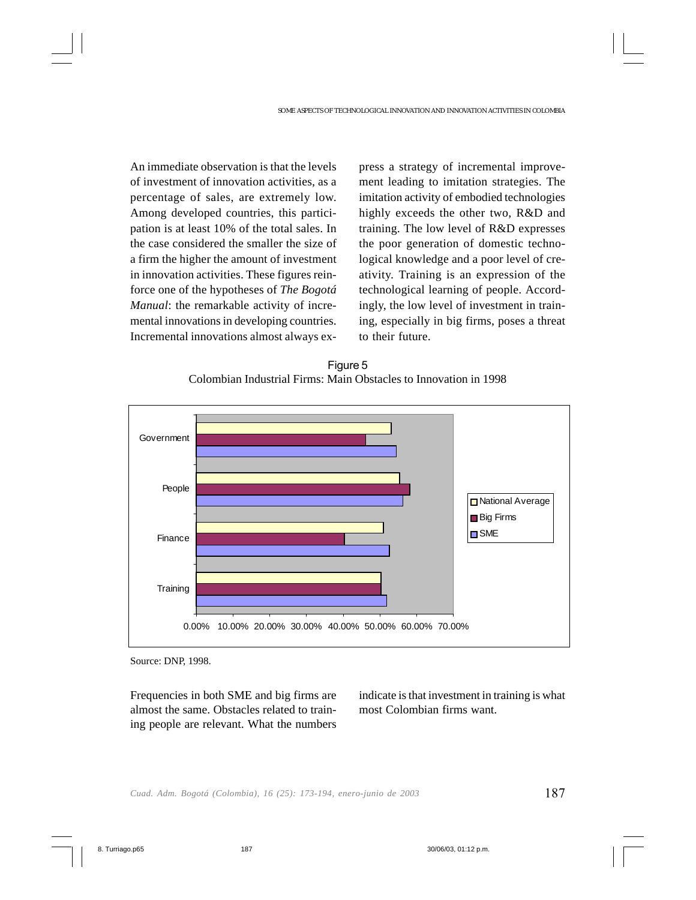An immediate observation is that the levels of investment of innovation activities, as a percentage of sales, are extremely low. Among developed countries, this participation is at least 10% of the total sales. In the case considered the smaller the size of a firm the higher the amount of investment in innovation activities. These figures reinforce one of the hypotheses of *The Bogotá Manual*: the remarkable activity of incremental innovations in developing countries. Incremental innovations almost always express a strategy of incremental improvement leading to imitation strategies. The imitation activity of embodied technologies highly exceeds the other two, R&D and training. The low level of R&D expresses the poor generation of domestic technological knowledge and a poor level of creativity. Training is an expression of the technological learning of people. Accordingly, the low level of investment in training, especially in big firms, poses a threat to their future.

Figure 5
Colombian Industrial Firms: Main Obstacles to Innovation in 1998

Source: DNP, 1998.

Frequencies in both SME and big firms are almost the same. Obstacles related to training people are relevant. What the numbers indicate is that investment in training is what most Colombian firms want.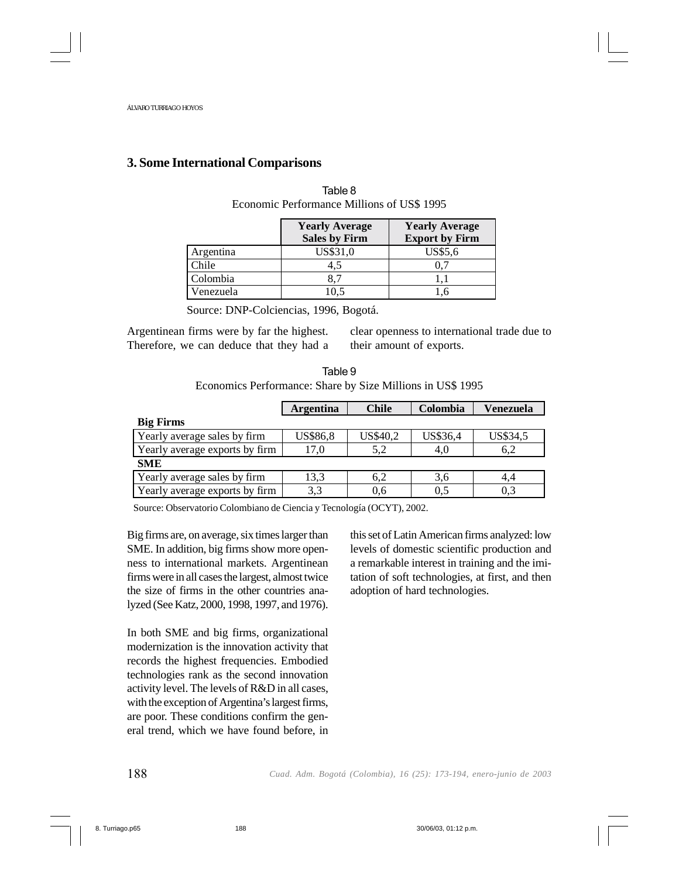## 3. Some International Comparisons

Table 8
Economic Performance Millions of US$ 1995

| | Yearly Average Sales by Firm | Yearly Average Export by Firm |
|---|---|---|
| Argentina | US$31,0 | US$5,6 |
| Chile | 4,5 | 0,7 |
| Colombia | 8,7 | 1,1 |
| Venezuela | 10,5 | 1,6 |

Source: DNP-Colciencias, 1996, Bogotá.

Argentinean firms were by far the highest. Therefore, we can deduce that they had a clear openness to international trade due to their amount of exports.

Table 9
Economics Performance: Share by Size Millions in US$ 1995

| | Argentina | Chile | Colombia | Venezuela |
|---|---|---|---|---|
| **Big Firms** | | | | |
| Yearly average sales by firm | US$86,8 | US$40,2 | US$36,4 | US$34,5 |
| Yearly average exports by firm | 17,0 | 5,2 | 4,0 | 6,2 |
| **SME** | | | | |
| Yearly average sales by firm | 13,3 | 6,2 | 3,6 | 4,4 |
| Yearly average exports by firm | 3,3 | 0,6 | 0,5 | 0,3 |

Source: Observatorio Colombiano de Ciencia y Tecnología (OCYT), 2002.

Big firms are, on average, six times larger than SME. In addition, big firms show more openness to international markets. Argentinean firms were in all cases the largest, almost twice the size of firms in the other countries analyzed (See Katz, 2000, 1998, 1997, and 1976).

In both SME and big firms, organizational modernization is the innovation activity that records the highest frequencies. Embodied technologies rank as the second innovation activity level. The levels of R&D in all cases, with the exception of Argentina's largest firms, are poor. These conditions confirm the general trend, which we have found before, in this set of Latin American firms analyzed: low levels of domestic scientific production and a remarkable interest in training and the imitation of soft technologies, at first, and then adoption of hard technologies.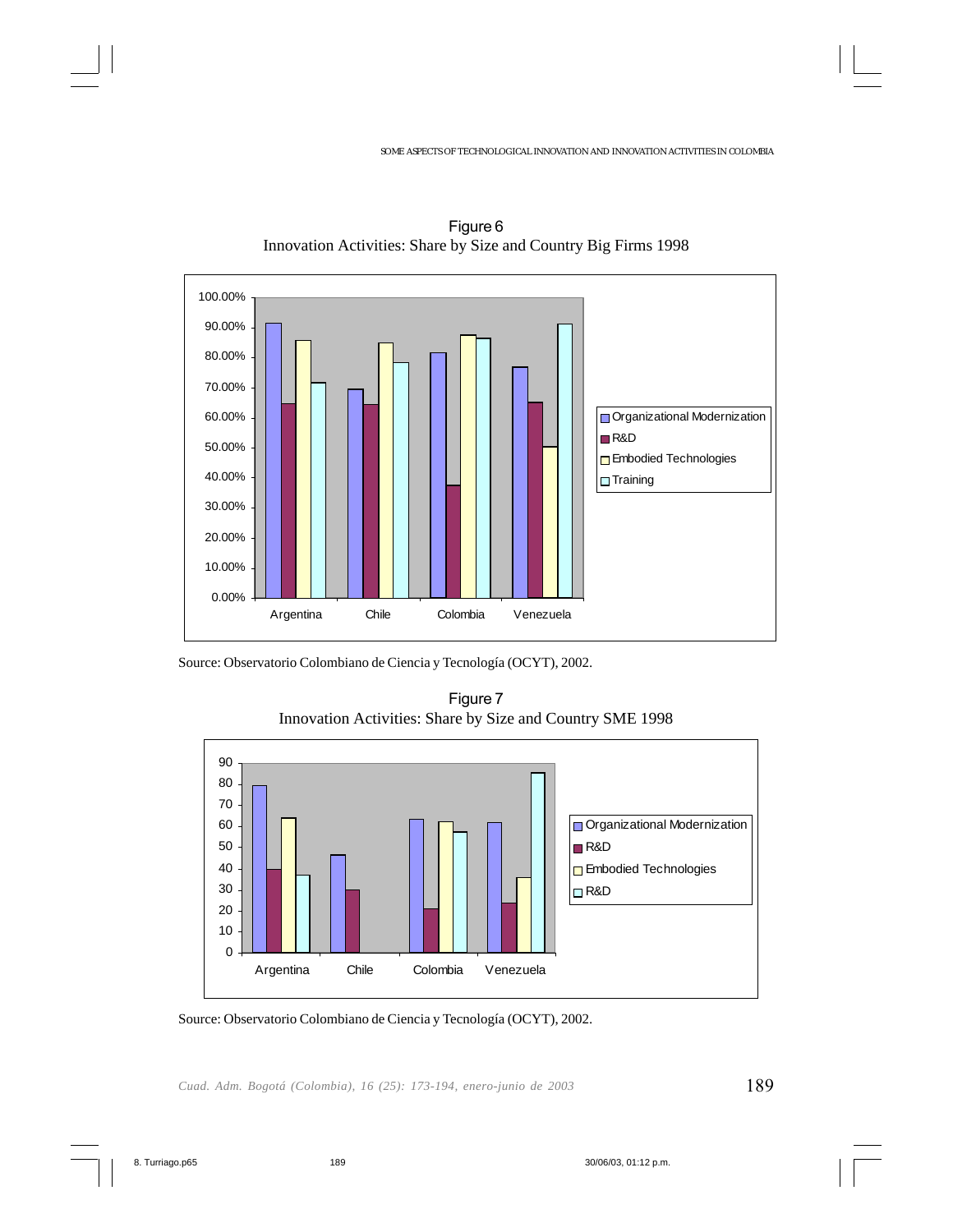Figure 6
Innovation Activities: Share by Size and Country Big Firms 1998

Source: Observatorio Colombiano de Ciencia y Tecnología (OCYT), 2002.

Figure 7
Innovation Activities: Share by Size and Country SME 1998

Source: Observatorio Colombiano de Ciencia y Tecnología (OCYT), 2002.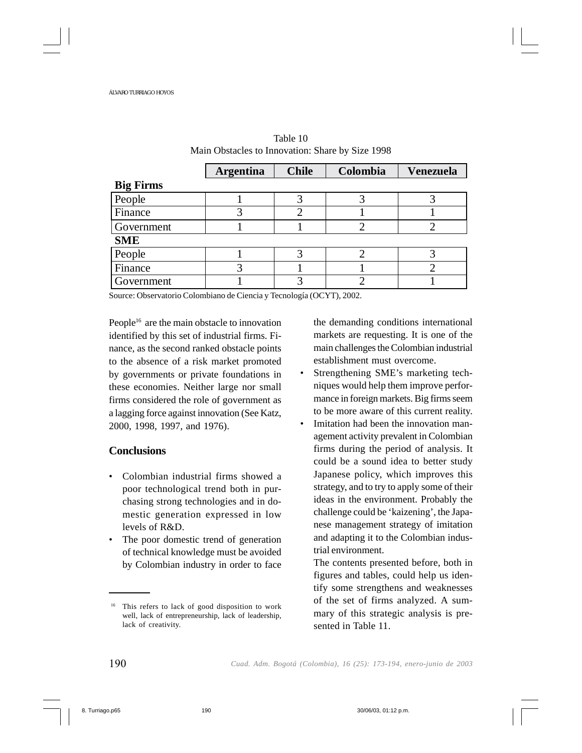Table 10
Main Obstacles to Innovation: Share by Size 1998

| | Argentina | Chile | Colombia | Venezuela |
|---|---|---|---|---|
| **Big Firms** | | | | |
| People | 1 | 3 | 3 | 3 |
| Finance | 3 | 2 | 1 | 1 |
| Government | 1 | 1 | 2 | 2 |
| **SME** | | | | |
| People | 1 | 3 | 2 | 3 |
| Finance | 3 | 1 | 1 | 2 |
| Government | 1 | 3 | 2 | 1 |

Source: Observatorio Colombiano de Ciencia y Tecnología (OCYT), 2002.

People[16] are the main obstacle to innovation identified by this set of industrial firms. Finance, as the second ranked obstacle points to the absence of a risk market promoted by governments or private foundations in these economies. Neither large nor small firms considered the role of government as a lagging force against innovation (See Katz, 2000, 1998, 1997, and 1976).

## Conclusions

- Colombian industrial firms showed a poor technological trend both in purchasing strong technologies and in domestic generation expressed in low levels of R&D.
- The poor domestic trend of generation of technical knowledge must be avoided by Colombian industry in order to face the demanding conditions international markets are requesting. It is one of the main challenges the Colombian industrial establishment must overcome.
- Strengthening SME's marketing techniques would help them improve performance in foreign markets. Big firms seem to be more aware of this current reality.
- Imitation had been the innovation management activity prevalent in Colombian firms during the period of analysis. It could be a sound idea to better study Japanese policy, which improves this strategy, and to try to apply some of their ideas in the environment. Probably the challenge could be 'kaizening', the Japanese management strategy of imitation and adapting it to the Colombian industrial environment.

The contents presented before, both in figures and tables, could help us identify some strengthens and weaknesses of the set of firms analyzed. A summary of this strategic analysis is presented in Table 11.

[16] This refers to lack of good disposition to work well, lack of entrepreneurship, lack of leadership, lack of creativity.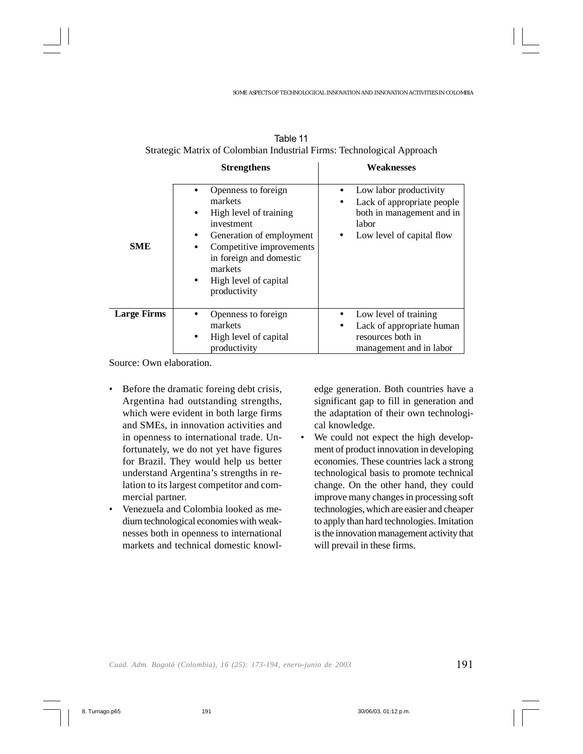Table 11
Strategic Matrix of Colombian Industrial Firms: Technological Approach

| | Strengthens | Weaknesses |
|---|---|---|
| **SME** | • Openness to foreign markets<br>• High level of training investment<br>• Generation of employment<br>• Competitive improvements in foreign and domestic markets<br>• High level of capital productivity | • Low labor productivity<br>• Lack of appropriate people both in management and in labor<br>• Low level of capital flow |
| **Large Firms** | • Openness to foreign markets<br>• High level of capital productivity | • Low level of training<br>• Lack of appropriate human resources both in management and in labor |

Source: Own elaboration.

- Before the dramatic foreing debt crisis, Argentina had outstanding strengths, which were evident in both large firms and SMEs, in innovation activities and in openness to international trade. Unfortunately, we do not yet have figures for Brazil. They would help us better understand Argentina's strengths in relation to its largest competitor and commercial partner.
- Venezuela and Colombia looked as medium technological economies with weaknesses both in openness to international markets and technical domestic knowledge generation. Both countries have a significant gap to fill in generation and the adaptation of their own technological knowledge.
- We could not expect the high development of product innovation in developing economies. These countries lack a strong technological basis to promote technical change. On the other hand, they could improve many changes in processing soft technologies, which are easier and cheaper to apply than hard technologies. Imitation is the innovation management activity that will prevail in these firms.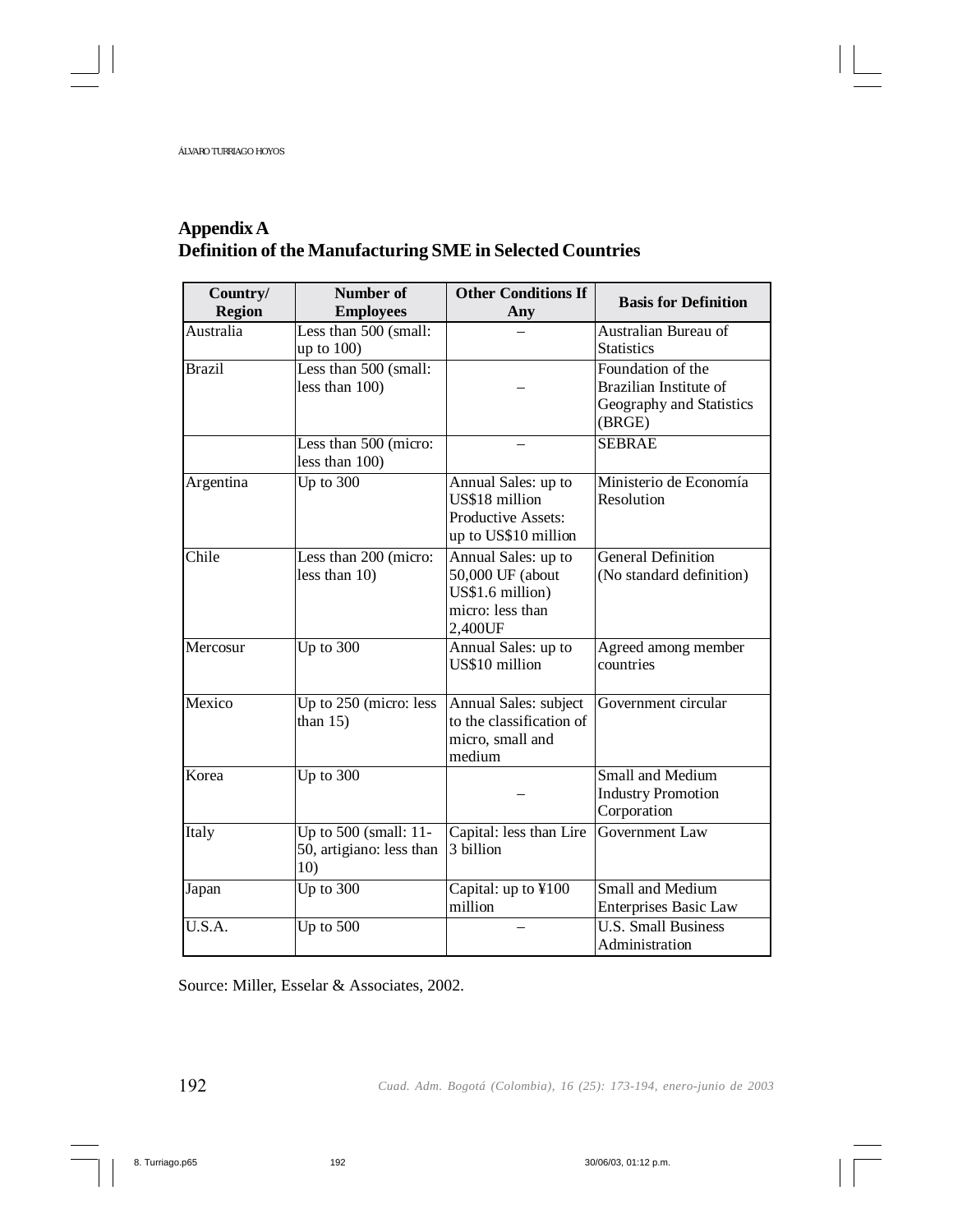## Appendix A
## Definition of the Manufacturing SME in Selected Countries

| Country/ Region | Number of Employees | Other Conditions If Any | Basis for Definition |
|---|---|---|---|
| Australia | Less than 500 (small: up to 100) | – | Australian Bureau of Statistics |
| Brazil | Less than 500 (small: less than 100) | – | Foundation of the Brazilian Institute of Geography and Statistics (BRGE) |
| | Less than 500 (micro: less than 100) | – | SEBRAE |
| Argentina | Up to 300 | Annual Sales: up to US$18 million Productive Assets: up to US$10 million | Ministerio de Economía Resolution |
| Chile | Less than 200 (micro: less than 10) | Annual Sales: up to 50,000 UF (about US$1.6 million) micro: less than 2,400UF | General Definition (No standard definition) |
| Mercosur | Up to 300 | Annual Sales: up to US$10 million | Agreed among member countries |
| Mexico | Up to 250 (micro: less than 15) | Annual Sales: subject to the classification of micro, small and medium | Government circular |
| Korea | Up to 300 | – | Small and Medium Industry Promotion Corporation |
| Italy | Up to 500 (small: 11-50, artigiano: less than 10) | Capital: less than Lire 3 billion | Government Law |
| Japan | Up to 300 | Capital: up to ¥100 million | Small and Medium Enterprises Basic Law |
| U.S.A. | Up to 500 | – | U.S. Small Business Administration |

Source: Miller, Esselar & Associates, 2002.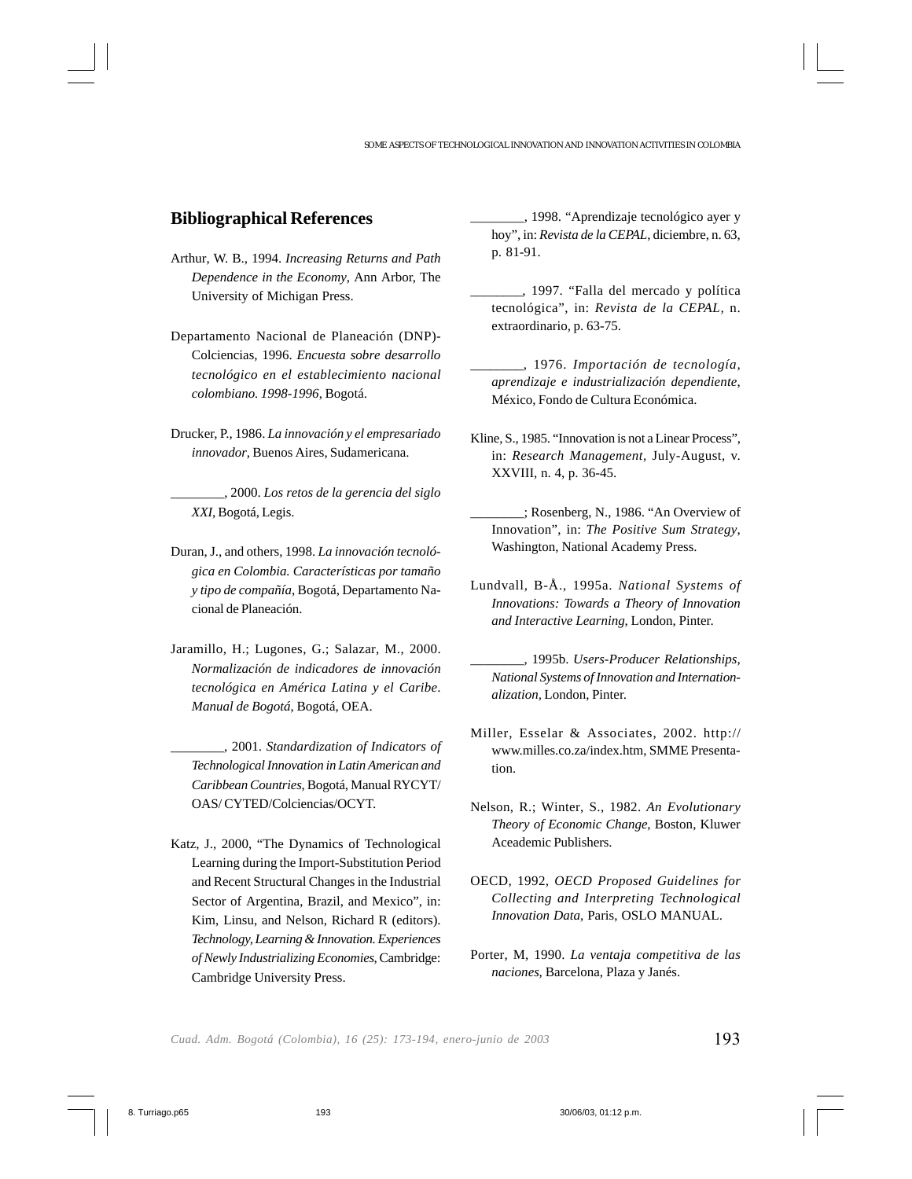## Bibliographical References

Arthur, W. B., 1994. *Increasing Returns and Path Dependence in the Economy*, Ann Arbor, The University of Michigan Press.

Departamento Nacional de Planeación (DNP)-Colciencias, 1996. *Encuesta sobre desarrollo tecnológico en el establecimiento nacional colombiano. 1998-1996*, Bogotá.

Drucker, P., 1986. *La innovación y el empresariado innovador*, Buenos Aires, Sudamericana.

________, 2000. *Los retos de la gerencia del siglo XXI*, Bogotá, Legis.

Duran, J., and others, 1998. *La innovación tecnológica en Colombia. Características por tamaño y tipo de compañía*, Bogotá, Departamento Nacional de Planeación.

Jaramillo, H.; Lugones, G.; Salazar, M., 2000. *Normalización de indicadores de innovación tecnológica en América Latina y el Caribe. Manual de Bogotá*, Bogotá, OEA.

________, 2001. *Standardization of Indicators of Technological Innovation in Latin American and Caribbean Countries*, Bogotá, Manual RYCYT/ OAS/ CYTED/Colciencias/OCYT.

Katz, J., 2000, "The Dynamics of Technological Learning during the Import-Substitution Period and Recent Structural Changes in the Industrial Sector of Argentina, Brazil, and Mexico", in: Kim, Linsu, and Nelson, Richard R (editors). *Technology, Learning & Innovation. Experiences of Newly Industrializing Economies*, Cambridge: Cambridge University Press.

________, 1998. "Aprendizaje tecnológico ayer y hoy", in: *Revista de la CEPAL*, diciembre, n. 63, p. 81-91.

________, 1997. "Falla del mercado y política tecnológica", in: *Revista de la CEPAL*, n. extraordinario, p. 63-75.

________, 1976. *Importación de tecnología, aprendizaje e industrialización dependiente*, México, Fondo de Cultura Económica.

Kline, S., 1985. "Innovation is not a Linear Process", in: *Research Management*, July-August, v. XXVIII, n. 4, p. 36-45.

________; Rosenberg, N., 1986. "An Overview of Innovation", in: *The Positive Sum Strategy*, Washington, National Academy Press.

Lundvall, B-Å., 1995a. *National Systems of Innovations: Towards a Theory of Innovation and Interactive Learning*, London, Pinter.

________, 1995b. *Users-Producer Relationships, National Systems of Innovation and Internationalization*, London, Pinter.

Miller, Esselar & Associates, 2002. http://www.milles.co.za/index.htm, SMME Presentation.

Nelson, R.; Winter, S., 1982. *An Evolutionary Theory of Economic Change*, Boston, Kluwer Aceademic Publishers.

OECD, 1992, *OECD Proposed Guidelines for Collecting and Interpreting Technological Innovation Data*, Paris, OSLO MANUAL.

Porter, M, 1990. *La ventaja competitiva de las naciones*, Barcelona, Plaza y Janés.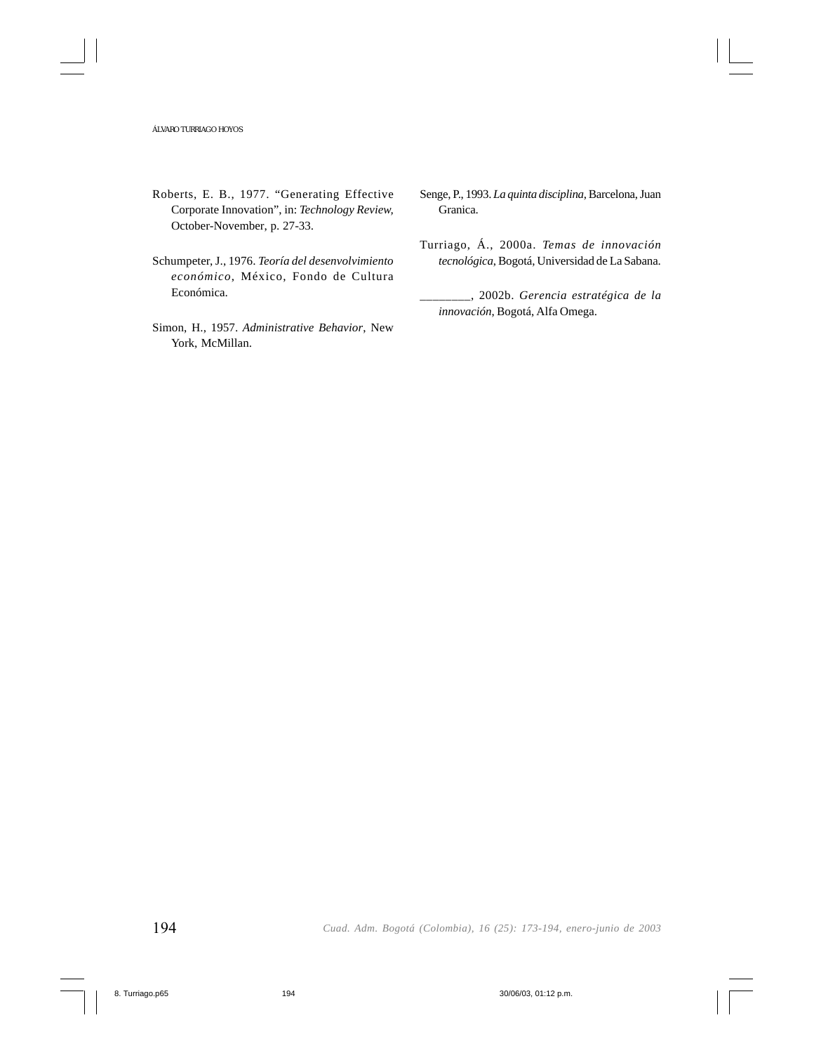Roberts, E. B., 1977. "Generating Effective Corporate Innovation", in: *Technology Review,* October-November, p. 27-33.

Schumpeter, J., 1976. *Teoría del desenvolvimiento económico*, México, Fondo de Cultura Económica.

Simon, H., 1957. *Administrative Behavior*, New York, McMillan.

Senge, P., 1993. *La quinta disciplina*, Barcelona, Juan Granica.

Turriago, Á., 2000a. *Temas de innovación tecnológica*, Bogotá, Universidad de La Sabana.

________, 2002b. *Gerencia estratégica de la innovación*, Bogotá, Alfa Omega.